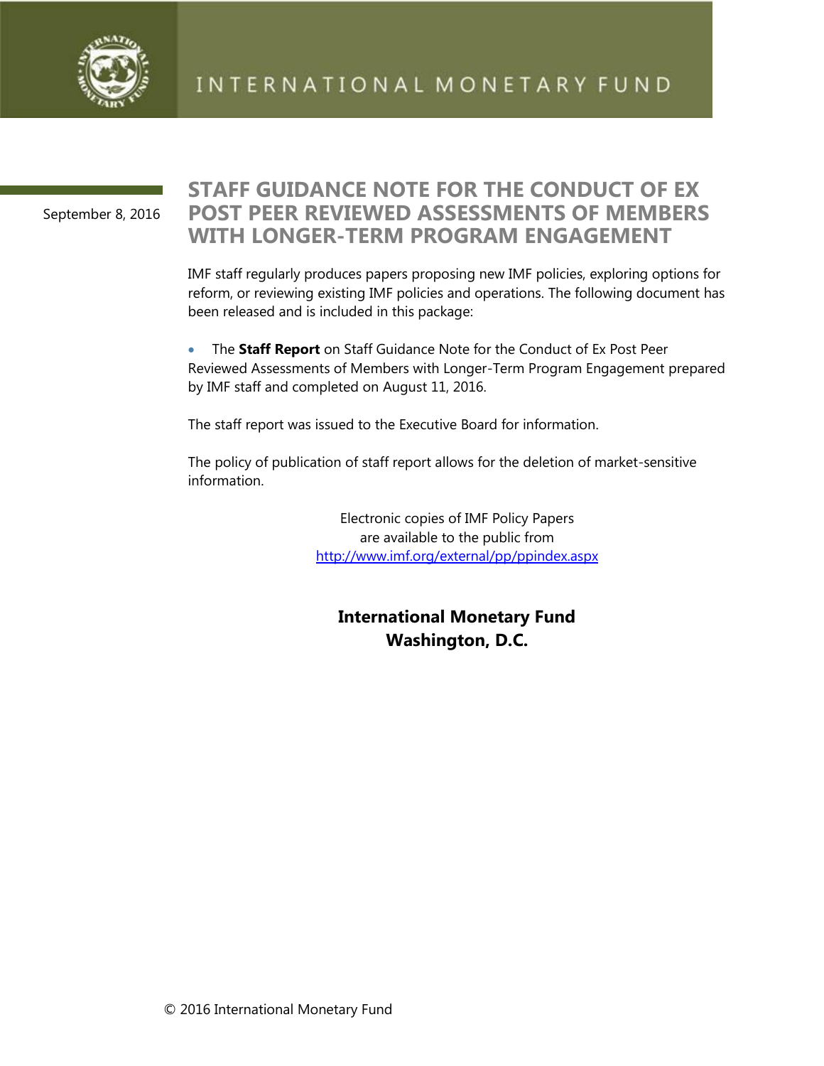INTERNATIONAL MONETARY FUND

September 8, 2016

# STAFF GUIDANCE NOTE FOR THE CONDUCT OF EX POST PEER REVIEWED ASSESSMENTS OF MEMBERS WITH LONGER-TERM PROGRAM ENGAGEMENT

IMF staff regularly produces papers proposing new IMF policies, exploring options for reform, or reviewing existing IMF policies and operations. The following document has been released and is included in this package:

- The **Staff Report** on Staff Guidance Note for the Conduct of Ex Post Peer Reviewed Assessments of Members with Longer-Term Program Engagement prepared by IMF staff and completed on August 11, 2016.

The staff report was issued to the Executive Board for information.

The policy of publication of staff report allows for the deletion of market-sensitive information.

Electronic copies of IMF Policy Papers
are available to the public from
http://www.imf.org/external/pp/ppindex.aspx

**International Monetary Fund**
**Washington, D.C.**

© 2016 International Monetary Fund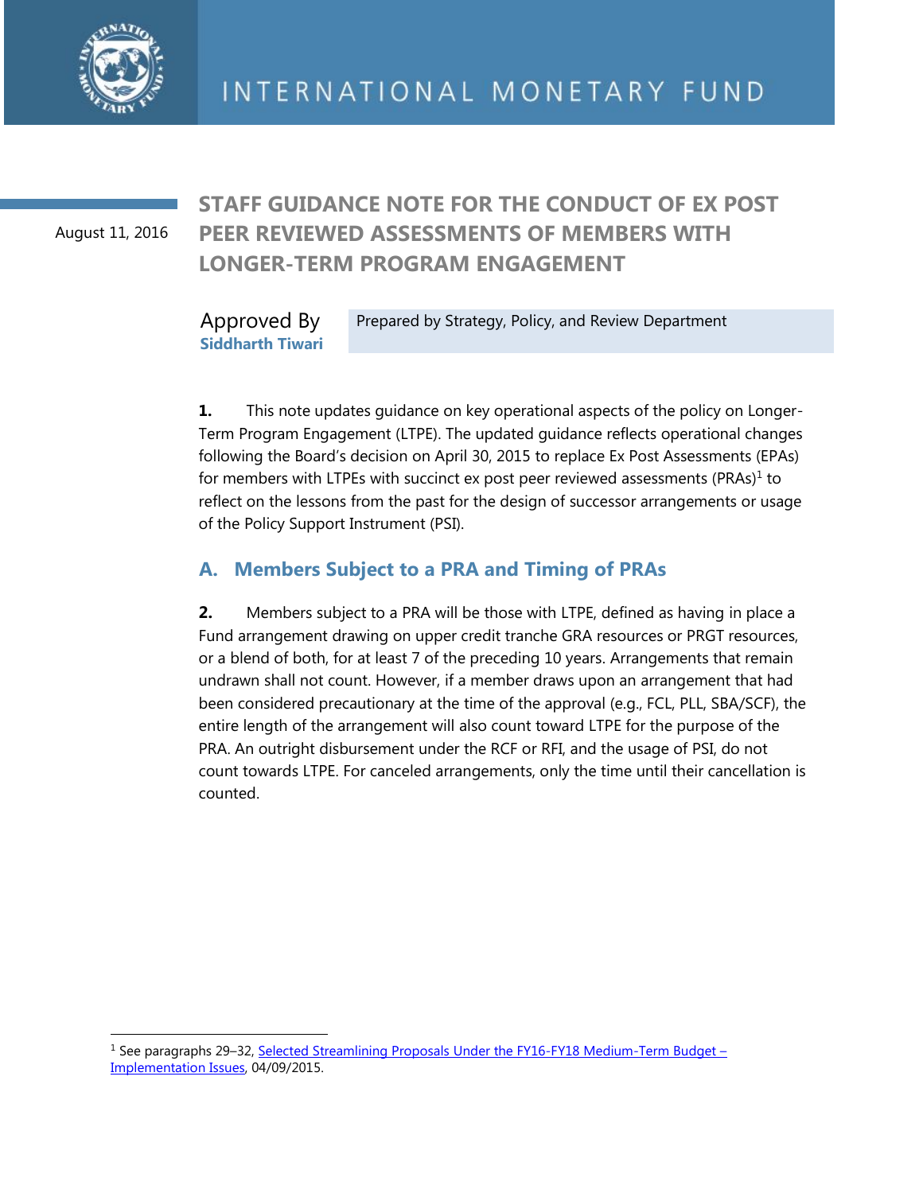# INTERNATIONAL MONETARY FUND

August 11, 2016

## STAFF GUIDANCE NOTE FOR THE CONDUCT OF EX POST PEER REVIEWED ASSESSMENTS OF MEMBERS WITH LONGER-TERM PROGRAM ENGAGEMENT

Approved By **Siddharth Tiwari**

Prepared by Strategy, Policy, and Review Department

**1.** This note updates guidance on key operational aspects of the policy on Longer-Term Program Engagement (LTPE). The updated guidance reflects operational changes following the Board's decision on April 30, 2015 to replace Ex Post Assessments (EPAs) for members with LTPEs with succinct ex post peer reviewed assessments (PRAs)[1] to reflect on the lessons from the past for the design of successor arrangements or usage of the Policy Support Instrument (PSI).

### A. Members Subject to a PRA and Timing of PRAs

**2.** Members subject to a PRA will be those with LTPE, defined as having in place a Fund arrangement drawing on upper credit tranche GRA resources or PRGT resources, or a blend of both, for at least 7 of the preceding 10 years. Arrangements that remain undrawn shall not count. However, if a member draws upon an arrangement that had been considered precautionary at the time of the approval (e.g., FCL, PLL, SBA/SCF), the entire length of the arrangement will also count toward LTPE for the purpose of the PRA. An outright disbursement under the RCF or RFI, and the usage of PSI, do not count towards LTPE. For canceled arrangements, only the time until their cancellation is counted.

[1] See paragraphs 29–32, Selected Streamlining Proposals Under the FY16-FY18 Medium-Term Budget – Implementation Issues, 04/09/2015.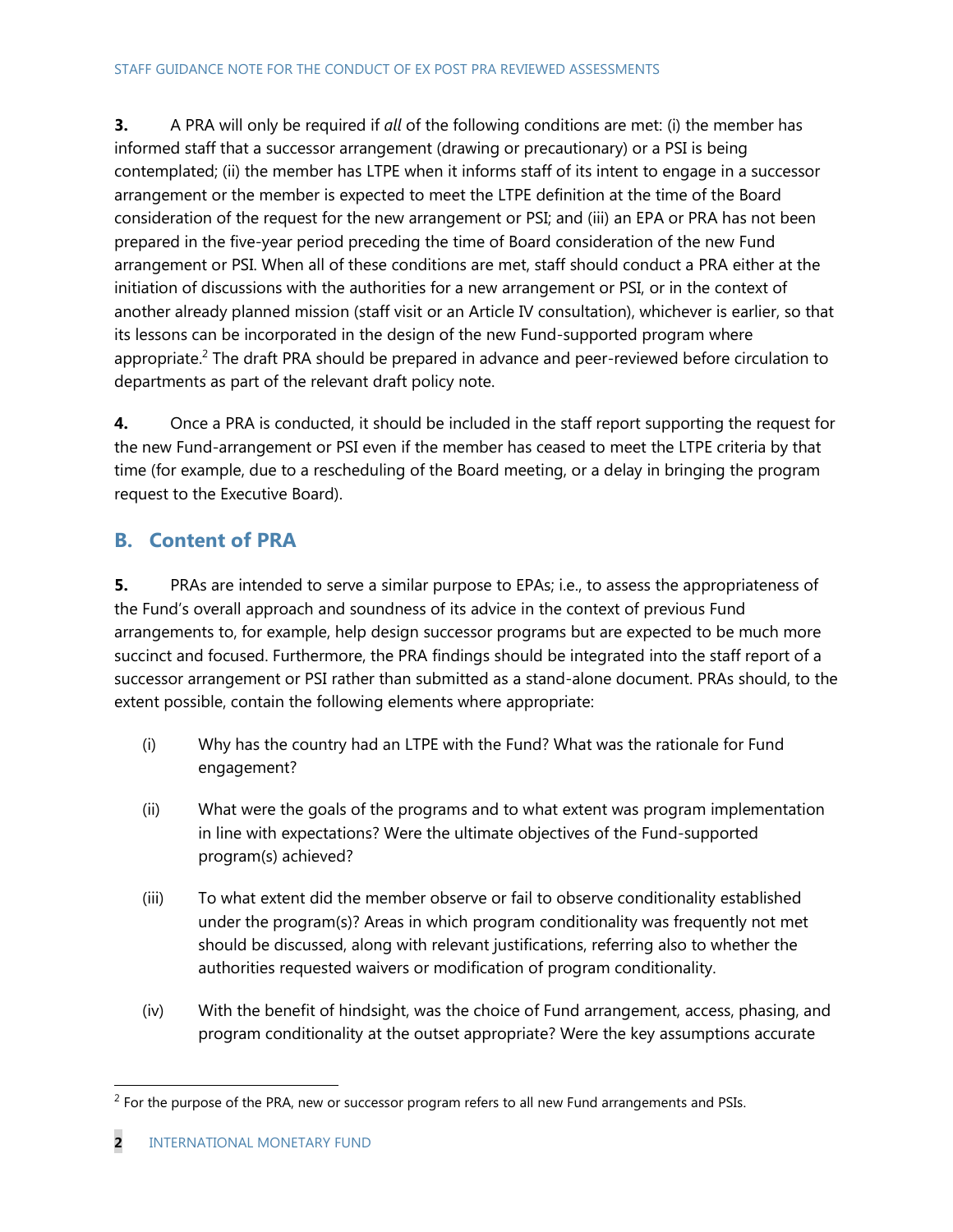**3.** A PRA will only be required if *all* of the following conditions are met: (i) the member has informed staff that a successor arrangement (drawing or precautionary) or a PSI is being contemplated; (ii) the member has LTPE when it informs staff of its intent to engage in a successor arrangement or the member is expected to meet the LTPE definition at the time of the Board consideration of the request for the new arrangement or PSI; and (iii) an EPA or PRA has not been prepared in the five-year period preceding the time of Board consideration of the new Fund arrangement or PSI. When all of these conditions are met, staff should conduct a PRA either at the initiation of discussions with the authorities for a new arrangement or PSI, or in the context of another already planned mission (staff visit or an Article IV consultation), whichever is earlier, so that its lessons can be incorporated in the design of the new Fund-supported program where appropriate.[2] The draft PRA should be prepared in advance and peer-reviewed before circulation to departments as part of the relevant draft policy note.

**4.** Once a PRA is conducted, it should be included in the staff report supporting the request for the new Fund-arrangement or PSI even if the member has ceased to meet the LTPE criteria by that time (for example, due to a rescheduling of the Board meeting, or a delay in bringing the program request to the Executive Board).

## B. Content of PRA

**5.** PRAs are intended to serve a similar purpose to EPAs; i.e., to assess the appropriateness of the Fund's overall approach and soundness of its advice in the context of previous Fund arrangements to, for example, help design successor programs but are expected to be much more succinct and focused. Furthermore, the PRA findings should be integrated into the staff report of a successor arrangement or PSI rather than submitted as a stand-alone document. PRAs should, to the extent possible, contain the following elements where appropriate:

(i) Why has the country had an LTPE with the Fund? What was the rationale for Fund engagement?

(ii) What were the goals of the programs and to what extent was program implementation in line with expectations? Were the ultimate objectives of the Fund-supported program(s) achieved?

(iii) To what extent did the member observe or fail to observe conditionality established under the program(s)? Areas in which program conditionality was frequently not met should be discussed, along with relevant justifications, referring also to whether the authorities requested waivers or modification of program conditionality.

(iv) With the benefit of hindsight, was the choice of Fund arrangement, access, phasing, and program conditionality at the outset appropriate? Were the key assumptions accurate

---

[2] For the purpose of the PRA, new or successor program refers to all new Fund arrangements and PSIs.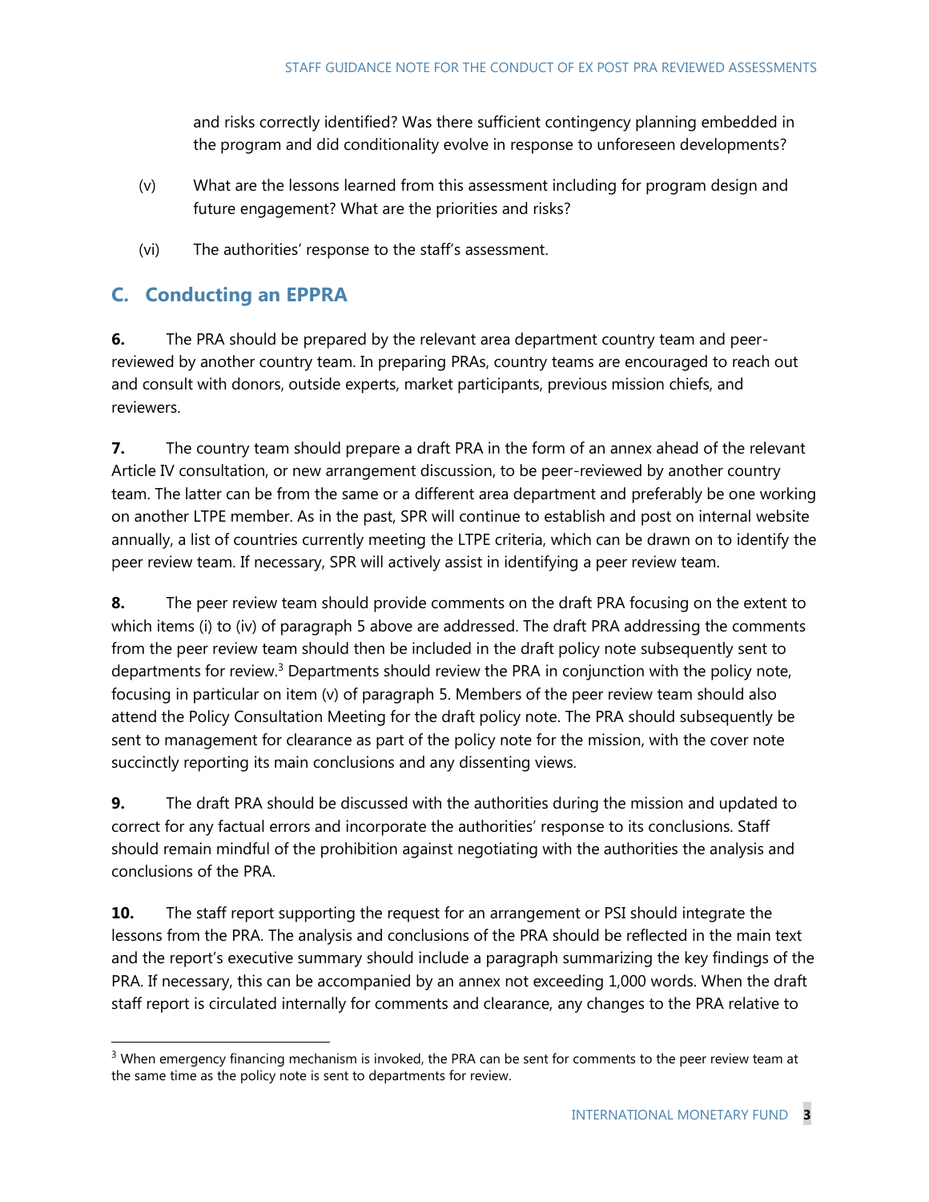and risks correctly identified? Was there sufficient contingency planning embedded in the program and did conditionality evolve in response to unforeseen developments?

(v) What are the lessons learned from this assessment including for program design and future engagement? What are the priorities and risks?

(vi) The authorities' response to the staff's assessment.

## C. Conducting an EPPRA

**6.** The PRA should be prepared by the relevant area department country team and peer-reviewed by another country team. In preparing PRAs, country teams are encouraged to reach out and consult with donors, outside experts, market participants, previous mission chiefs, and reviewers.

**7.** The country team should prepare a draft PRA in the form of an annex ahead of the relevant Article IV consultation, or new arrangement discussion, to be peer-reviewed by another country team. The latter can be from the same or a different area department and preferably be one working on another LTPE member. As in the past, SPR will continue to establish and post on internal website annually, a list of countries currently meeting the LTPE criteria, which can be drawn on to identify the peer review team. If necessary, SPR will actively assist in identifying a peer review team.

**8.** The peer review team should provide comments on the draft PRA focusing on the extent to which items (i) to (iv) of paragraph 5 above are addressed. The draft PRA addressing the comments from the peer review team should then be included in the draft policy note subsequently sent to departments for review.[3] Departments should review the PRA in conjunction with the policy note, focusing in particular on item (v) of paragraph 5. Members of the peer review team should also attend the Policy Consultation Meeting for the draft policy note. The PRA should subsequently be sent to management for clearance as part of the policy note for the mission, with the cover note succinctly reporting its main conclusions and any dissenting views.

**9.** The draft PRA should be discussed with the authorities during the mission and updated to correct for any factual errors and incorporate the authorities' response to its conclusions. Staff should remain mindful of the prohibition against negotiating with the authorities the analysis and conclusions of the PRA.

**10.** The staff report supporting the request for an arrangement or PSI should integrate the lessons from the PRA. The analysis and conclusions of the PRA should be reflected in the main text and the report's executive summary should include a paragraph summarizing the key findings of the PRA. If necessary, this can be accompanied by an annex not exceeding 1,000 words. When the draft staff report is circulated internally for comments and clearance, any changes to the PRA relative to

[3] When emergency financing mechanism is invoked, the PRA can be sent for comments to the peer review team at the same time as the policy note is sent to departments for review.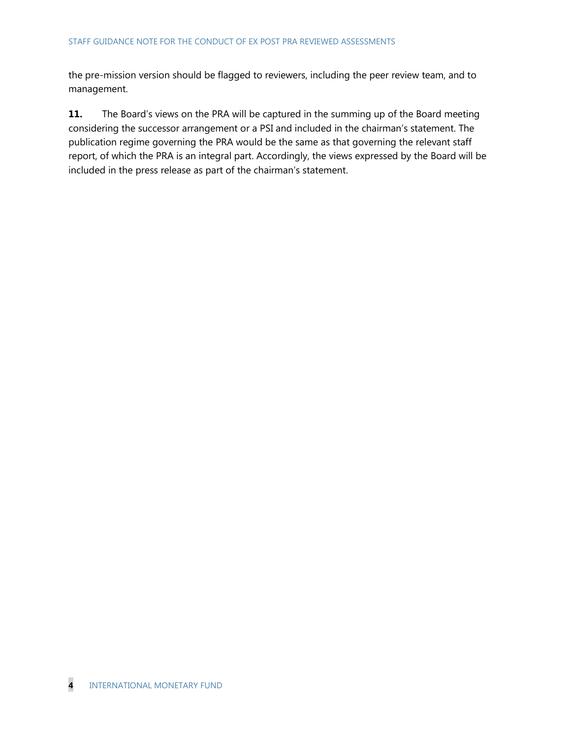the pre-mission version should be flagged to reviewers, including the peer review team, and to management.

**11.** The Board's views on the PRA will be captured in the summing up of the Board meeting considering the successor arrangement or a PSI and included in the chairman's statement. The publication regime governing the PRA would be the same as that governing the relevant staff report, of which the PRA is an integral part. Accordingly, the views expressed by the Board will be included in the press release as part of the chairman's statement.